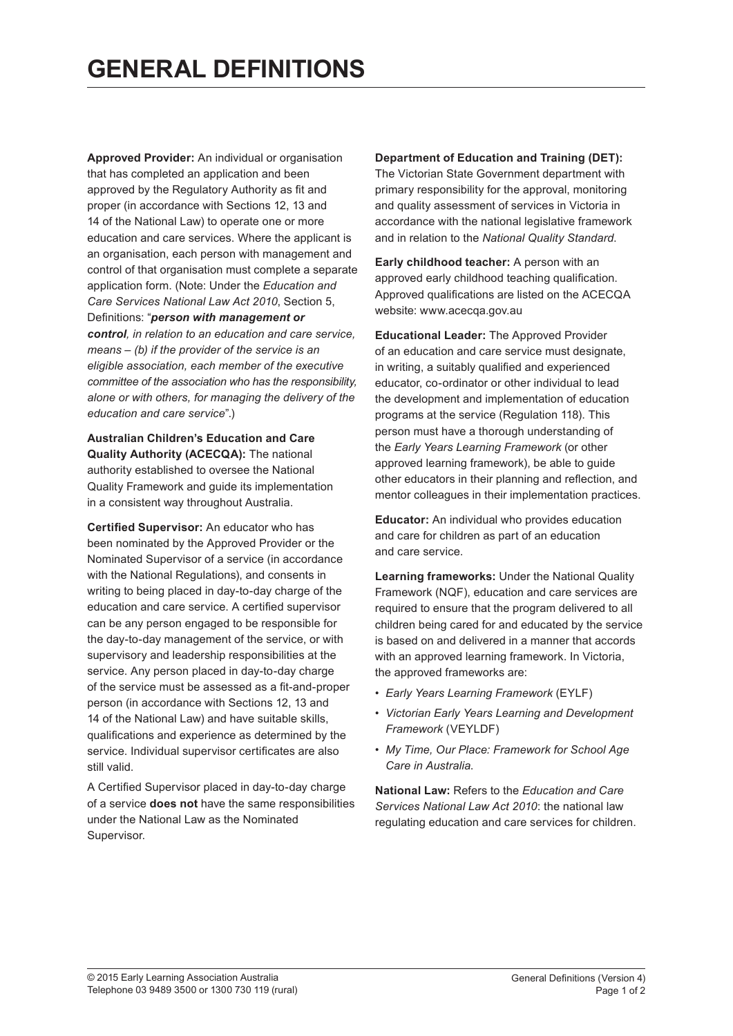# GENERAL DEFINITIONS

**Approved Provider:** An individual or organisation that has completed an application and been approved by the Regulatory Authority as fit and proper (in accordance with Sections 12, 13 and 14 of the National Law) to operate one or more education and care services. Where the applicant is an organisation, each person with management and control of that organisation must complete a separate application form. (Note: Under the *Education and Care Services National Law Act 2010*, Section 5, Definitions: "***person with management or control****, in relation to an education and care service, means – (b) if the provider of the service is an eligible association, each member of the executive committee of the association who has the responsibility, alone or with others, for managing the delivery of the education and care service*".)

**Australian Children's Education and Care Quality Authority (ACECQA):** The national authority established to oversee the National Quality Framework and guide its implementation in a consistent way throughout Australia.

**Certified Supervisor:** An educator who has been nominated by the Approved Provider or the Nominated Supervisor of a service (in accordance with the National Regulations), and consents in writing to being placed in day-to-day charge of the education and care service. A certified supervisor can be any person engaged to be responsible for the day-to-day management of the service, or with supervisory and leadership responsibilities at the service. Any person placed in day-to-day charge of the service must be assessed as a fit-and-proper person (in accordance with Sections 12, 13 and 14 of the National Law) and have suitable skills, qualifications and experience as determined by the service. Individual supervisor certificates are also still valid.

A Certified Supervisor placed in day-to-day charge of a service **does not** have the same responsibilities under the National Law as the Nominated Supervisor.

**Department of Education and Training (DET):** The Victorian State Government department with primary responsibility for the approval, monitoring and quality assessment of services in Victoria in accordance with the national legislative framework and in relation to the *National Quality Standard*.

**Early childhood teacher:** A person with an approved early childhood teaching qualification. Approved qualifications are listed on the ACECQA website: www.acecqa.gov.au

**Educational Leader:** The Approved Provider of an education and care service must designate, in writing, a suitably qualified and experienced educator, co-ordinator or other individual to lead the development and implementation of education programs at the service (Regulation 118). This person must have a thorough understanding of the *Early Years Learning Framework* (or other approved learning framework), be able to guide other educators in their planning and reflection, and mentor colleagues in their implementation practices.

**Educator:** An individual who provides education and care for children as part of an education and care service.

**Learning frameworks:** Under the National Quality Framework (NQF), education and care services are required to ensure that the program delivered to all children being cared for and educated by the service is based on and delivered in a manner that accords with an approved learning framework. In Victoria, the approved frameworks are:

- *Early Years Learning Framework* (EYLF)
- *Victorian Early Years Learning and Development Framework* (VEYLDF)
- *My Time, Our Place: Framework for School Age Care in Australia*.

**National Law:** Refers to the *Education and Care Services National Law Act 2010*: the national law regulating education and care services for children.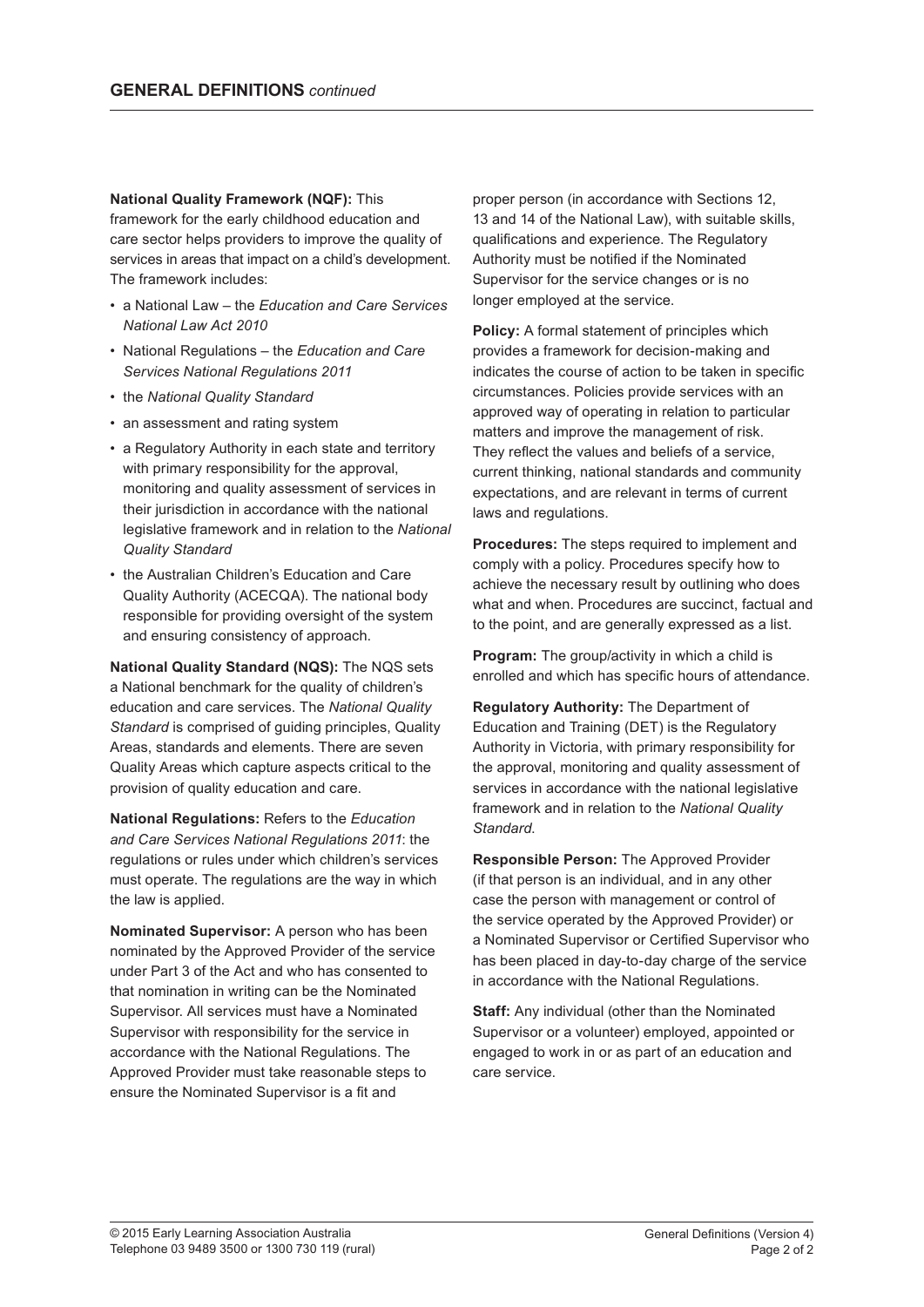## GENERAL DEFINITIONS *continued*

**National Quality Framework (NQF):** This framework for the early childhood education and care sector helps providers to improve the quality of services in areas that impact on a child's development. The framework includes:

- a National Law – the *Education and Care Services National Law Act 2010*
- National Regulations – the *Education and Care Services National Regulations 2011*
- the *National Quality Standard*
- an assessment and rating system
- a Regulatory Authority in each state and territory with primary responsibility for the approval, monitoring and quality assessment of services in their jurisdiction in accordance with the national legislative framework and in relation to the *National Quality Standard*
- the Australian Children's Education and Care Quality Authority (ACECQA). The national body responsible for providing oversight of the system and ensuring consistency of approach.

**National Quality Standard (NQS):** The NQS sets a National benchmark for the quality of children's education and care services. The *National Quality Standard* is comprised of guiding principles, Quality Areas, standards and elements. There are seven Quality Areas which capture aspects critical to the provision of quality education and care.

**National Regulations:** Refers to the *Education and Care Services National Regulations 2011*: the regulations or rules under which children's services must operate. The regulations are the way in which the law is applied.

**Nominated Supervisor:** A person who has been nominated by the Approved Provider of the service under Part 3 of the Act and who has consented to that nomination in writing can be the Nominated Supervisor. All services must have a Nominated Supervisor with responsibility for the service in accordance with the National Regulations. The Approved Provider must take reasonable steps to ensure the Nominated Supervisor is a fit and proper person (in accordance with Sections 12, 13 and 14 of the National Law), with suitable skills, qualifications and experience. The Regulatory Authority must be notified if the Nominated Supervisor for the service changes or is no longer employed at the service.

**Policy:** A formal statement of principles which provides a framework for decision-making and indicates the course of action to be taken in specific circumstances. Policies provide services with an approved way of operating in relation to particular matters and improve the management of risk. They reflect the values and beliefs of a service, current thinking, national standards and community expectations, and are relevant in terms of current laws and regulations.

**Procedures:** The steps required to implement and comply with a policy. Procedures specify how to achieve the necessary result by outlining who does what and when. Procedures are succinct, factual and to the point, and are generally expressed as a list.

**Program:** The group/activity in which a child is enrolled and which has specific hours of attendance.

**Regulatory Authority:** The Department of Education and Training (DET) is the Regulatory Authority in Victoria, with primary responsibility for the approval, monitoring and quality assessment of services in accordance with the national legislative framework and in relation to the *National Quality Standard*.

**Responsible Person:** The Approved Provider (if that person is an individual, and in any other case the person with management or control of the service operated by the Approved Provider) or a Nominated Supervisor or Certified Supervisor who has been placed in day-to-day charge of the service in accordance with the National Regulations.

**Staff:** Any individual (other than the Nominated Supervisor or a volunteer) employed, appointed or engaged to work in or as part of an education and care service.

© 2015 Early Learning Association Australia
Telephone 03 9489 3500 or 1300 730 119 (rural)

General Definitions (Version 4)